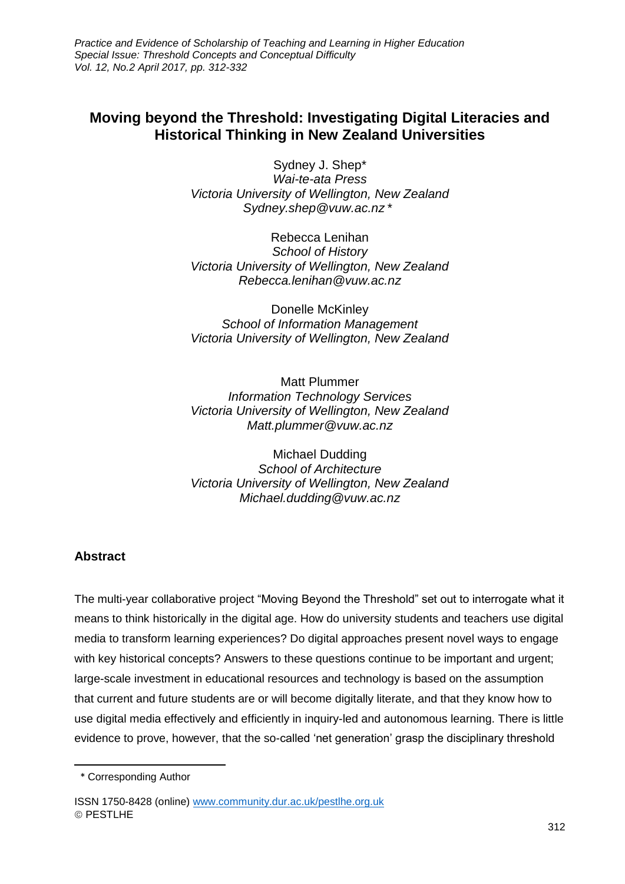# Moving beyond the Threshold: Investigating Digital Literacies and Historical Thinking in New Zealand Universities

Sydney J. Shep*
*Wai-te-ata Press*
*Victoria University of Wellington, New Zealand*
*Sydney.shep@vuw.ac.nz **

Rebecca Lenihan
*School of History*
*Victoria University of Wellington, New Zealand*
*Rebecca.lenihan@vuw.ac.nz*

Donelle McKinley
*School of Information Management*
*Victoria University of Wellington, New Zealand*

Matt Plummer
*Information Technology Services*
*Victoria University of Wellington, New Zealand*
*Matt.plummer@vuw.ac.nz*

Michael Dudding
*School of Architecture*
*Victoria University of Wellington, New Zealand*
*Michael.dudding@vuw.ac.nz*

## Abstract

The multi-year collaborative project "Moving Beyond the Threshold" set out to interrogate what it means to think historically in the digital age. How do university students and teachers use digital media to transform learning experiences? Do digital approaches present novel ways to engage with key historical concepts? Answers to these questions continue to be important and urgent; large-scale investment in educational resources and technology is based on the assumption that current and future students are or will become digitally literate, and that they know how to use digital media effectively and efficiently in inquiry-led and autonomous learning. There is little evidence to prove, however, that the so-called 'net generation' grasp the disciplinary threshold

* Corresponding Author

ISSN 1750-8428 (online) www.community.dur.ac.uk/pestlhe.org.uk
© PESTLHE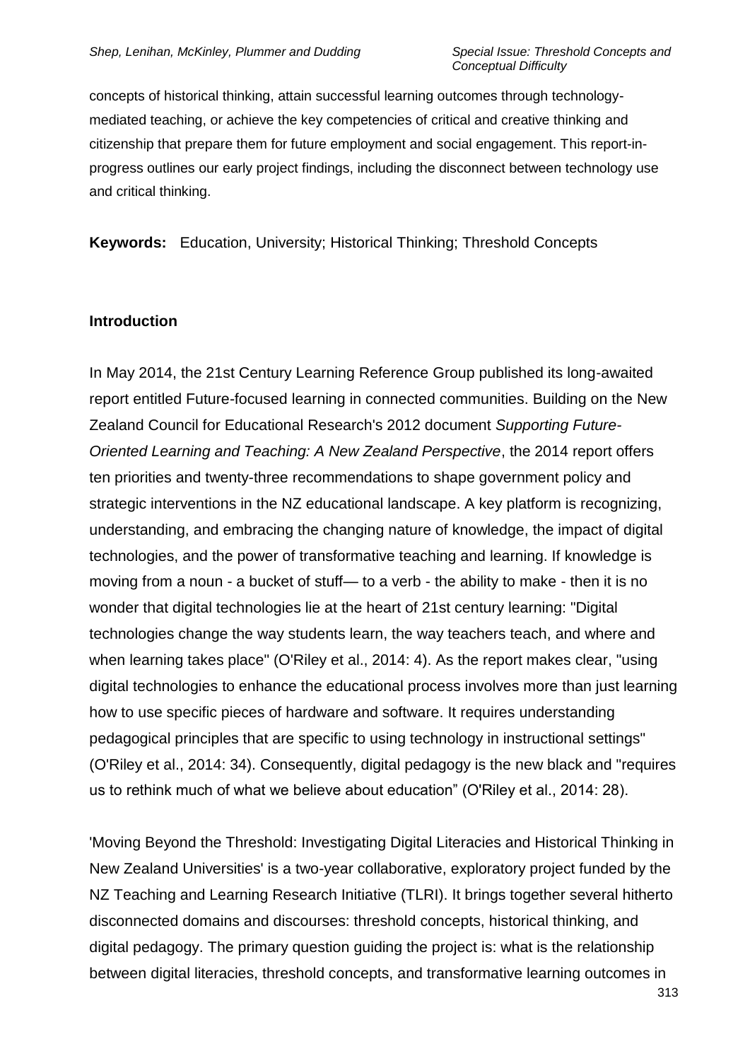concepts of historical thinking, attain successful learning outcomes through technology-mediated teaching, or achieve the key competencies of critical and creative thinking and citizenship that prepare them for future employment and social engagement. This report-in-progress outlines our early project findings, including the disconnect between technology use and critical thinking.

**Keywords:** Education, University; Historical Thinking; Threshold Concepts

## Introduction

In May 2014, the 21st Century Learning Reference Group published its long-awaited report entitled Future-focused learning in connected communities. Building on the New Zealand Council for Educational Research's 2012 document *Supporting Future-Oriented Learning and Teaching: A New Zealand Perspective*, the 2014 report offers ten priorities and twenty-three recommendations to shape government policy and strategic interventions in the NZ educational landscape. A key platform is recognizing, understanding, and embracing the changing nature of knowledge, the impact of digital technologies, and the power of transformative teaching and learning. If knowledge is moving from a noun - a bucket of stuff— to a verb - the ability to make - then it is no wonder that digital technologies lie at the heart of 21st century learning: "Digital technologies change the way students learn, the way teachers teach, and where and when learning takes place" (O'Riley et al., 2014: 4). As the report makes clear, "using digital technologies to enhance the educational process involves more than just learning how to use specific pieces of hardware and software. It requires understanding pedagogical principles that are specific to using technology in instructional settings" (O'Riley et al., 2014: 34). Consequently, digital pedagogy is the new black and "requires us to rethink much of what we believe about education" (O'Riley et al., 2014: 28).

'Moving Beyond the Threshold: Investigating Digital Literacies and Historical Thinking in New Zealand Universities' is a two-year collaborative, exploratory project funded by the NZ Teaching and Learning Research Initiative (TLRI). It brings together several hitherto disconnected domains and discourses: threshold concepts, historical thinking, and digital pedagogy. The primary question guiding the project is: what is the relationship between digital literacies, threshold concepts, and transformative learning outcomes in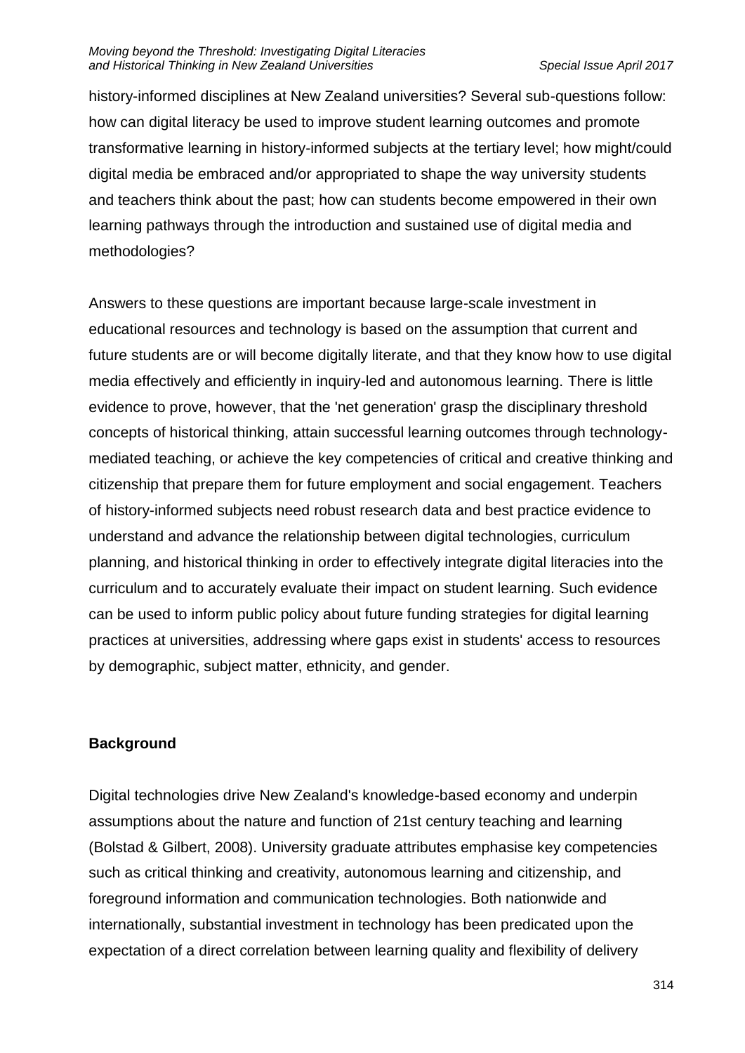history-informed disciplines at New Zealand universities? Several sub-questions follow: how can digital literacy be used to improve student learning outcomes and promote transformative learning in history-informed subjects at the tertiary level; how might/could digital media be embraced and/or appropriated to shape the way university students and teachers think about the past; how can students become empowered in their own learning pathways through the introduction and sustained use of digital media and methodologies?

Answers to these questions are important because large-scale investment in educational resources and technology is based on the assumption that current and future students are or will become digitally literate, and that they know how to use digital media effectively and efficiently in inquiry-led and autonomous learning. There is little evidence to prove, however, that the 'net generation' grasp the disciplinary threshold concepts of historical thinking, attain successful learning outcomes through technology-mediated teaching, or achieve the key competencies of critical and creative thinking and citizenship that prepare them for future employment and social engagement. Teachers of history-informed subjects need robust research data and best practice evidence to understand and advance the relationship between digital technologies, curriculum planning, and historical thinking in order to effectively integrate digital literacies into the curriculum and to accurately evaluate their impact on student learning. Such evidence can be used to inform public policy about future funding strategies for digital learning practices at universities, addressing where gaps exist in students' access to resources by demographic, subject matter, ethnicity, and gender.

**Background**

Digital technologies drive New Zealand's knowledge-based economy and underpin assumptions about the nature and function of 21st century teaching and learning (Bolstad & Gilbert, 2008). University graduate attributes emphasise key competencies such as critical thinking and creativity, autonomous learning and citizenship, and foreground information and communication technologies. Both nationwide and internationally, substantial investment in technology has been predicated upon the expectation of a direct correlation between learning quality and flexibility of delivery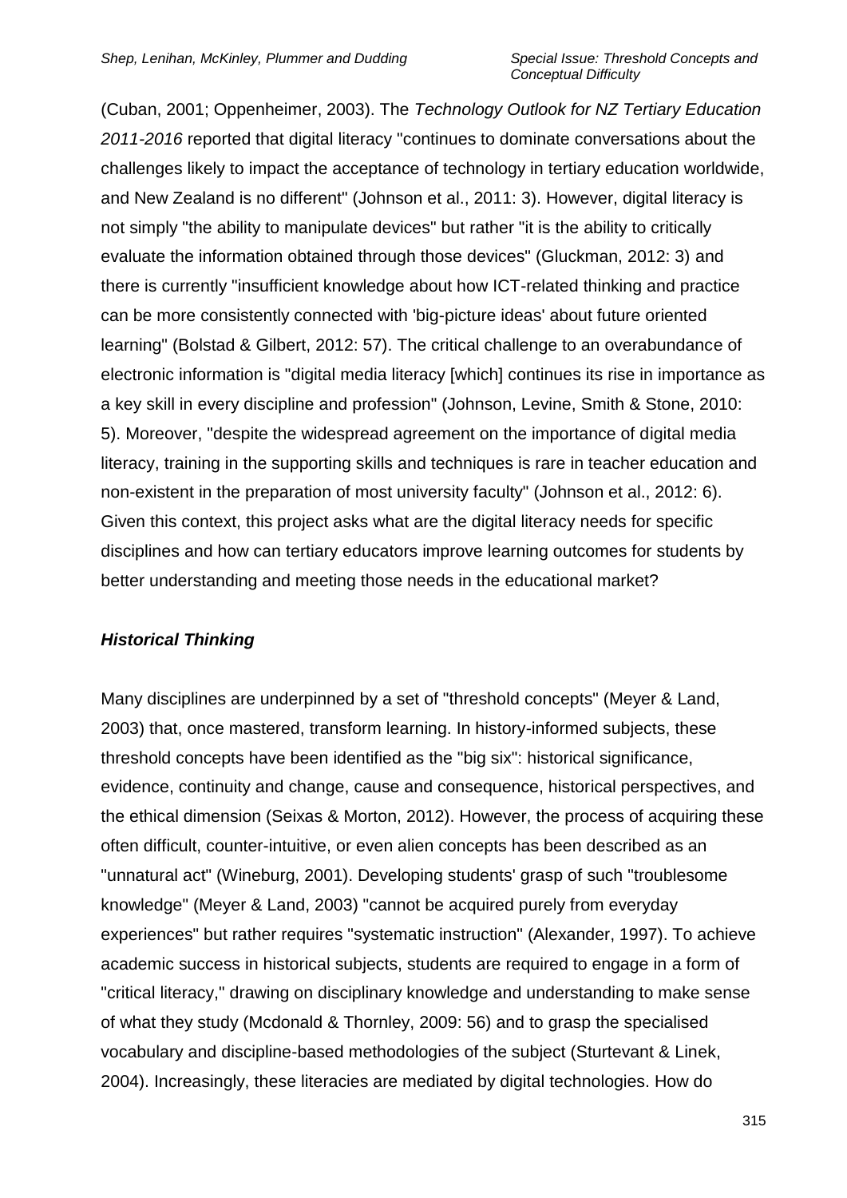(Cuban, 2001; Oppenheimer, 2003). The *Technology Outlook for NZ Tertiary Education 2011-2016* reported that digital literacy "continues to dominate conversations about the challenges likely to impact the acceptance of technology in tertiary education worldwide, and New Zealand is no different" (Johnson et al., 2011: 3). However, digital literacy is not simply "the ability to manipulate devices" but rather "it is the ability to critically evaluate the information obtained through those devices" (Gluckman, 2012: 3) and there is currently "insufficient knowledge about how ICT-related thinking and practice can be more consistently connected with 'big-picture ideas' about future oriented learning" (Bolstad & Gilbert, 2012: 57). The critical challenge to an overabundance of electronic information is "digital media literacy [which] continues its rise in importance as a key skill in every discipline and profession" (Johnson, Levine, Smith & Stone, 2010: 5). Moreover, "despite the widespread agreement on the importance of digital media literacy, training in the supporting skills and techniques is rare in teacher education and non-existent in the preparation of most university faculty" (Johnson et al., 2012: 6). Given this context, this project asks what are the digital literacy needs for specific disciplines and how can tertiary educators improve learning outcomes for students by better understanding and meeting those needs in the educational market?

### ***Historical Thinking***

Many disciplines are underpinned by a set of "threshold concepts" (Meyer & Land, 2003) that, once mastered, transform learning. In history-informed subjects, these threshold concepts have been identified as the "big six": historical significance, evidence, continuity and change, cause and consequence, historical perspectives, and the ethical dimension (Seixas & Morton, 2012). However, the process of acquiring these often difficult, counter-intuitive, or even alien concepts has been described as an "unnatural act" (Wineburg, 2001). Developing students' grasp of such "troublesome knowledge" (Meyer & Land, 2003) "cannot be acquired purely from everyday experiences" but rather requires "systematic instruction" (Alexander, 1997). To achieve academic success in historical subjects, students are required to engage in a form of "critical literacy," drawing on disciplinary knowledge and understanding to make sense of what they study (Mcdonald & Thornley, 2009: 56) and to grasp the specialised vocabulary and discipline-based methodologies of the subject (Sturtevant & Linek, 2004). Increasingly, these literacies are mediated by digital technologies. How do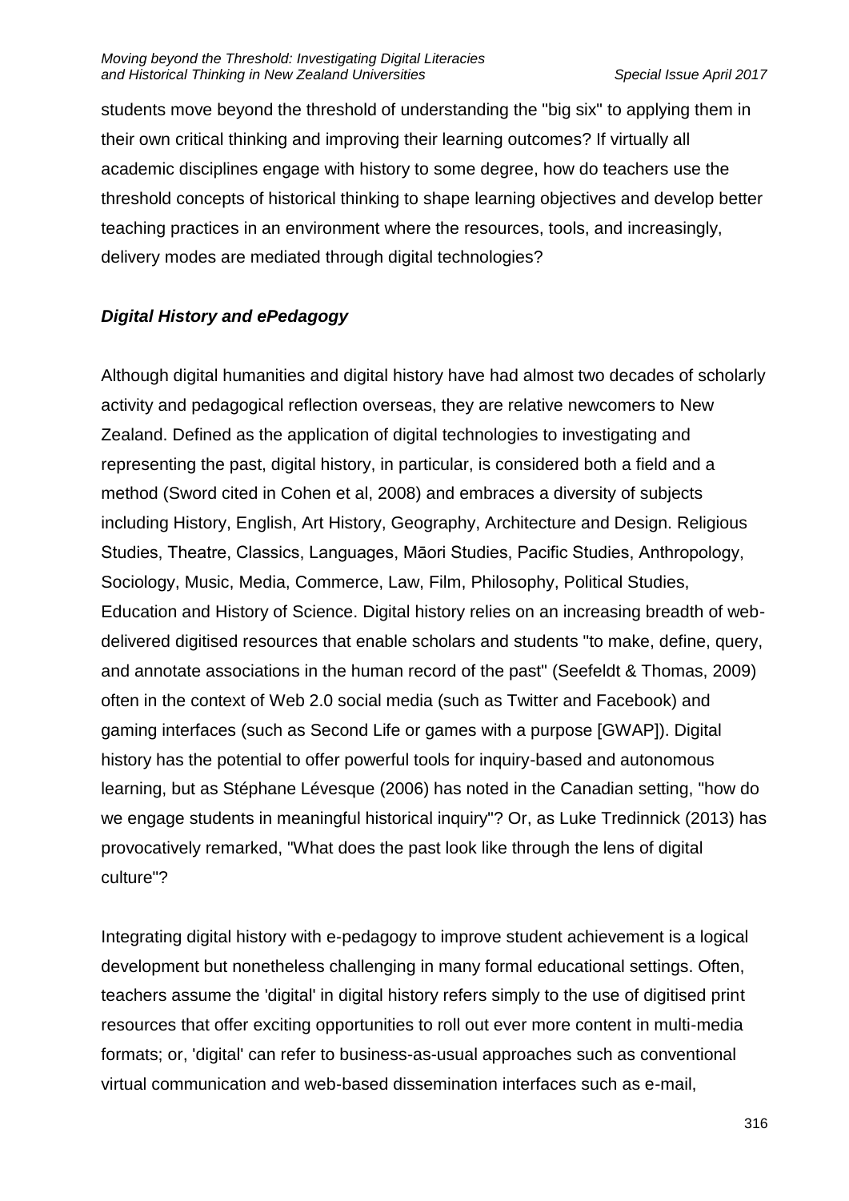students move beyond the threshold of understanding the "big six" to applying them in their own critical thinking and improving their learning outcomes? If virtually all academic disciplines engage with history to some degree, how do teachers use the threshold concepts of historical thinking to shape learning objectives and develop better teaching practices in an environment where the resources, tools, and increasingly, delivery modes are mediated through digital technologies?

### *Digital History and ePedagogy*

Although digital humanities and digital history have had almost two decades of scholarly activity and pedagogical reflection overseas, they are relative newcomers to New Zealand. Defined as the application of digital technologies to investigating and representing the past, digital history, in particular, is considered both a field and a method (Sword cited in Cohen et al, 2008) and embraces a diversity of subjects including History, English, Art History, Geography, Architecture and Design. Religious Studies, Theatre, Classics, Languages, Māori Studies, Pacific Studies, Anthropology, Sociology, Music, Media, Commerce, Law, Film, Philosophy, Political Studies, Education and History of Science. Digital history relies on an increasing breadth of web-delivered digitised resources that enable scholars and students "to make, define, query, and annotate associations in the human record of the past" (Seefeldt & Thomas, 2009) often in the context of Web 2.0 social media (such as Twitter and Facebook) and gaming interfaces (such as Second Life or games with a purpose [GWAP]). Digital history has the potential to offer powerful tools for inquiry-based and autonomous learning, but as Stéphane Lévesque (2006) has noted in the Canadian setting, "how do we engage students in meaningful historical inquiry"? Or, as Luke Tredinnick (2013) has provocatively remarked, "What does the past look like through the lens of digital culture"?

Integrating digital history with e-pedagogy to improve student achievement is a logical development but nonetheless challenging in many formal educational settings. Often, teachers assume the 'digital' in digital history refers simply to the use of digitised print resources that offer exciting opportunities to roll out ever more content in multi-media formats; or, 'digital' can refer to business-as-usual approaches such as conventional virtual communication and web-based dissemination interfaces such as e-mail,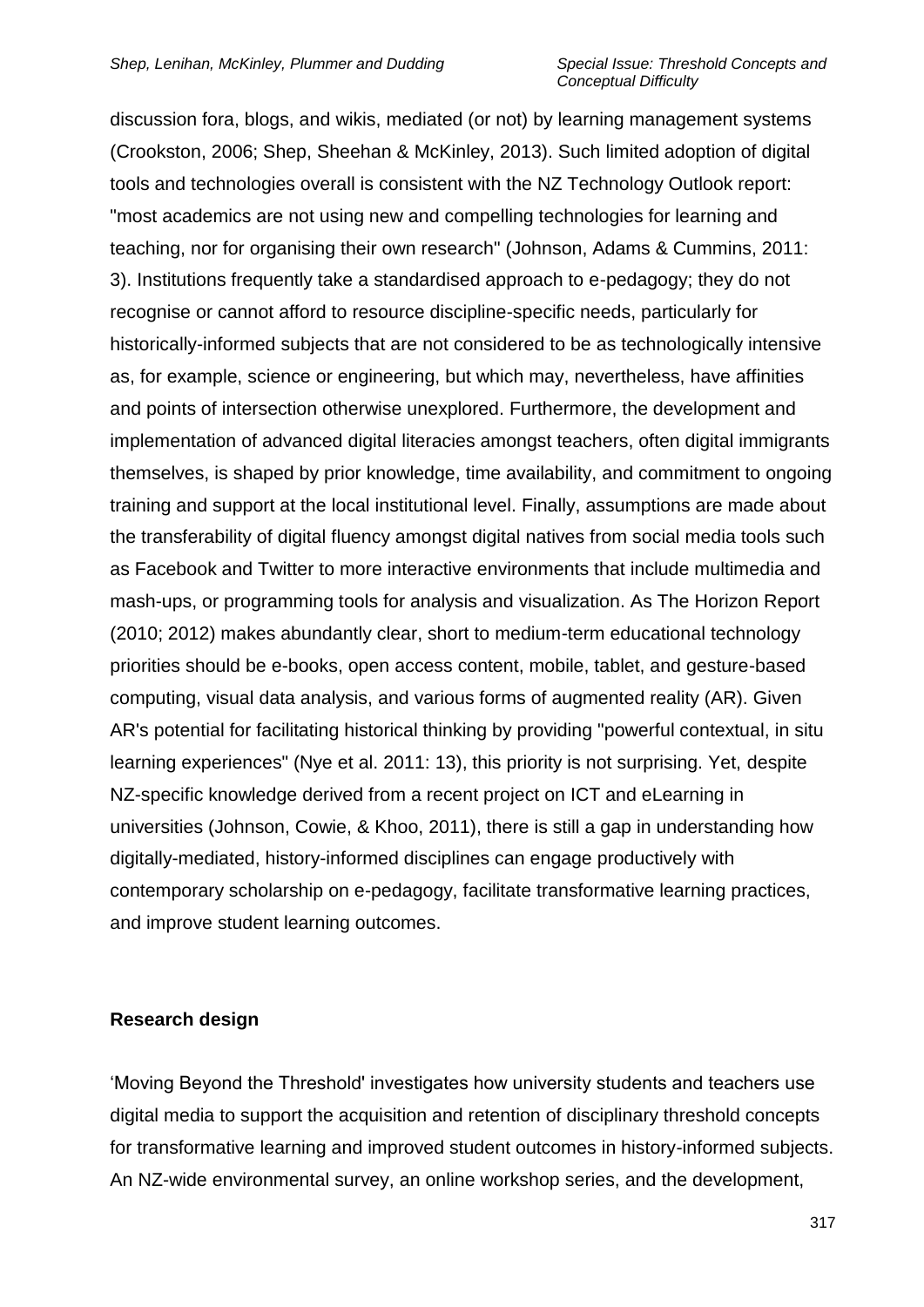discussion fora, blogs, and wikis, mediated (or not) by learning management systems (Crookston, 2006; Shep, Sheehan & McKinley, 2013). Such limited adoption of digital tools and technologies overall is consistent with the NZ Technology Outlook report: "most academics are not using new and compelling technologies for learning and teaching, nor for organising their own research" (Johnson, Adams & Cummins, 2011: 3). Institutions frequently take a standardised approach to e-pedagogy; they do not recognise or cannot afford to resource discipline-specific needs, particularly for historically-informed subjects that are not considered to be as technologically intensive as, for example, science or engineering, but which may, nevertheless, have affinities and points of intersection otherwise unexplored. Furthermore, the development and implementation of advanced digital literacies amongst teachers, often digital immigrants themselves, is shaped by prior knowledge, time availability, and commitment to ongoing training and support at the local institutional level. Finally, assumptions are made about the transferability of digital fluency amongst digital natives from social media tools such as Facebook and Twitter to more interactive environments that include multimedia and mash-ups, or programming tools for analysis and visualization. As The Horizon Report (2010; 2012) makes abundantly clear, short to medium-term educational technology priorities should be e-books, open access content, mobile, tablet, and gesture-based computing, visual data analysis, and various forms of augmented reality (AR). Given AR's potential for facilitating historical thinking by providing "powerful contextual, in situ learning experiences" (Nye et al. 2011: 13), this priority is not surprising. Yet, despite NZ-specific knowledge derived from a recent project on ICT and eLearning in universities (Johnson, Cowie, & Khoo, 2011), there is still a gap in understanding how digitally-mediated, history-informed disciplines can engage productively with contemporary scholarship on e-pedagogy, facilitate transformative learning practices, and improve student learning outcomes.

## Research design

'Moving Beyond the Threshold' investigates how university students and teachers use digital media to support the acquisition and retention of disciplinary threshold concepts for transformative learning and improved student outcomes in history-informed subjects. An NZ-wide environmental survey, an online workshop series, and the development,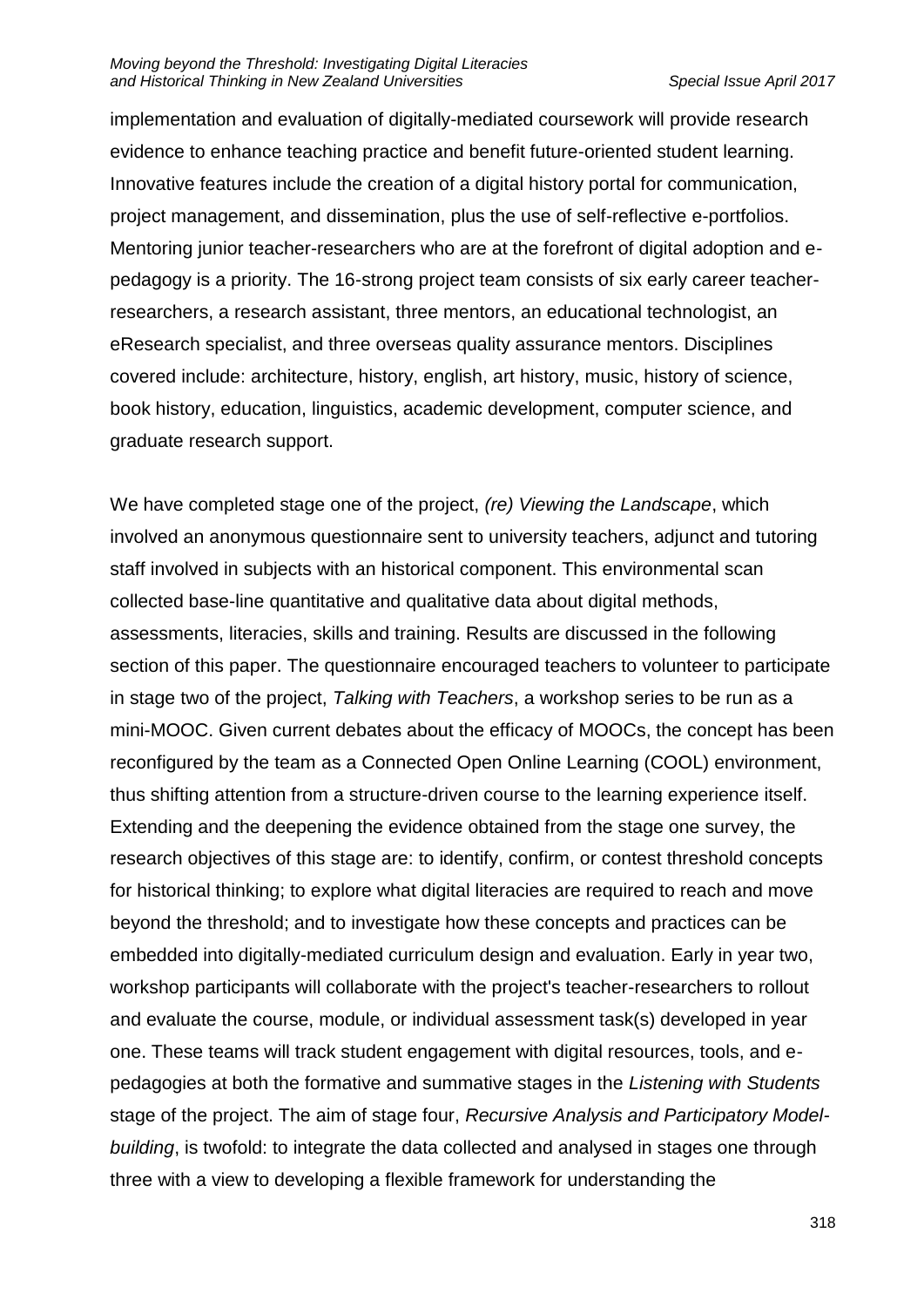implementation and evaluation of digitally-mediated coursework will provide research evidence to enhance teaching practice and benefit future-oriented student learning. Innovative features include the creation of a digital history portal for communication, project management, and dissemination, plus the use of self-reflective e-portfolios. Mentoring junior teacher-researchers who are at the forefront of digital adoption and e-pedagogy is a priority. The 16-strong project team consists of six early career teacher-researchers, a research assistant, three mentors, an educational technologist, an eResearch specialist, and three overseas quality assurance mentors. Disciplines covered include: architecture, history, english, art history, music, history of science, book history, education, linguistics, academic development, computer science, and graduate research support.

We have completed stage one of the project, *(re) Viewing the Landscape*, which involved an anonymous questionnaire sent to university teachers, adjunct and tutoring staff involved in subjects with an historical component. This environmental scan collected base-line quantitative and qualitative data about digital methods, assessments, literacies, skills and training. Results are discussed in the following section of this paper. The questionnaire encouraged teachers to volunteer to participate in stage two of the project, *Talking with Teachers*, a workshop series to be run as a mini-MOOC. Given current debates about the efficacy of MOOCs, the concept has been reconfigured by the team as a Connected Open Online Learning (COOL) environment, thus shifting attention from a structure-driven course to the learning experience itself. Extending and the deepening the evidence obtained from the stage one survey, the research objectives of this stage are: to identify, confirm, or contest threshold concepts for historical thinking; to explore what digital literacies are required to reach and move beyond the threshold; and to investigate how these concepts and practices can be embedded into digitally-mediated curriculum design and evaluation. Early in year two, workshop participants will collaborate with the project's teacher-researchers to rollout and evaluate the course, module, or individual assessment task(s) developed in year one. These teams will track student engagement with digital resources, tools, and e-pedagogies at both the formative and summative stages in the *Listening with Students* stage of the project. The aim of stage four, *Recursive Analysis and Participatory Model-building*, is twofold: to integrate the data collected and analysed in stages one through three with a view to developing a flexible framework for understanding the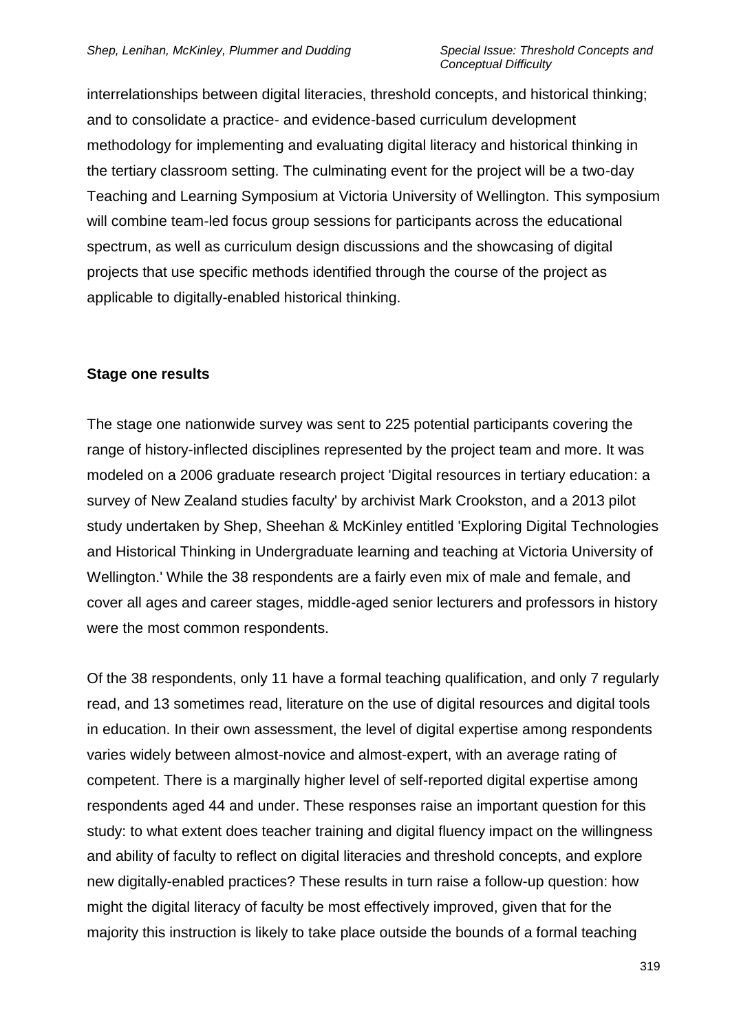interrelationships between digital literacies, threshold concepts, and historical thinking; and to consolidate a practice- and evidence-based curriculum development methodology for implementing and evaluating digital literacy and historical thinking in the tertiary classroom setting. The culminating event for the project will be a two-day Teaching and Learning Symposium at Victoria University of Wellington. This symposium will combine team-led focus group sessions for participants across the educational spectrum, as well as curriculum design discussions and the showcasing of digital projects that use specific methods identified through the course of the project as applicable to digitally-enabled historical thinking.

**Stage one results**

The stage one nationwide survey was sent to 225 potential participants covering the range of history-inflected disciplines represented by the project team and more. It was modeled on a 2006 graduate research project 'Digital resources in tertiary education: a survey of New Zealand studies faculty' by archivist Mark Crookston, and a 2013 pilot study undertaken by Shep, Sheehan & McKinley entitled 'Exploring Digital Technologies and Historical Thinking in Undergraduate learning and teaching at Victoria University of Wellington.' While the 38 respondents are a fairly even mix of male and female, and cover all ages and career stages, middle-aged senior lecturers and professors in history were the most common respondents.

Of the 38 respondents, only 11 have a formal teaching qualification, and only 7 regularly read, and 13 sometimes read, literature on the use of digital resources and digital tools in education. In their own assessment, the level of digital expertise among respondents varies widely between almost-novice and almost-expert, with an average rating of competent. There is a marginally higher level of self-reported digital expertise among respondents aged 44 and under. These responses raise an important question for this study: to what extent does teacher training and digital fluency impact on the willingness and ability of faculty to reflect on digital literacies and threshold concepts, and explore new digitally-enabled practices? These results in turn raise a follow-up question: how might the digital literacy of faculty be most effectively improved, given that for the majority this instruction is likely to take place outside the bounds of a formal teaching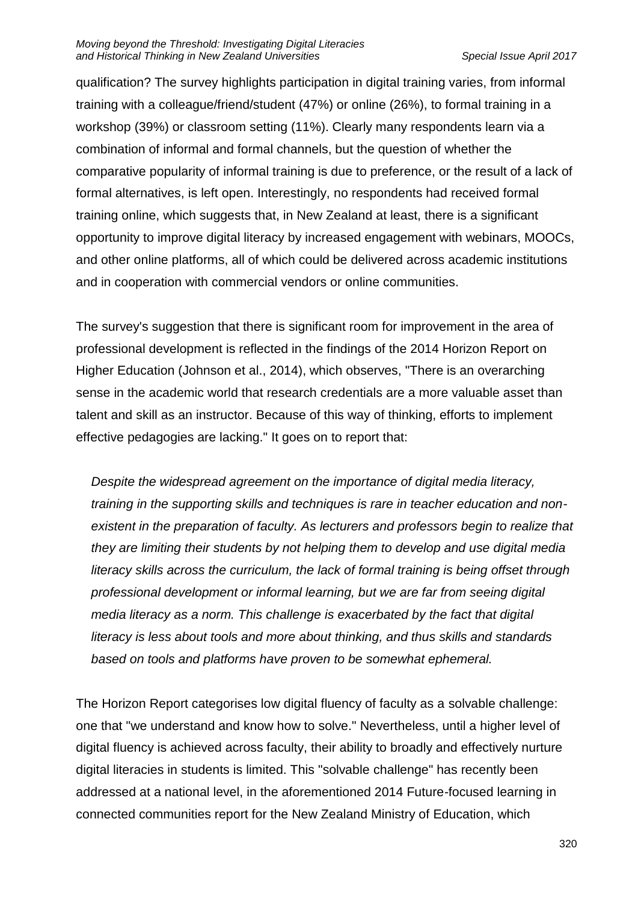qualification? The survey highlights participation in digital training varies, from informal training with a colleague/friend/student (47%) or online (26%), to formal training in a workshop (39%) or classroom setting (11%). Clearly many respondents learn via a combination of informal and formal channels, but the question of whether the comparative popularity of informal training is due to preference, or the result of a lack of formal alternatives, is left open. Interestingly, no respondents had received formal training online, which suggests that, in New Zealand at least, there is a significant opportunity to improve digital literacy by increased engagement with webinars, MOOCs, and other online platforms, all of which could be delivered across academic institutions and in cooperation with commercial vendors or online communities.

The survey's suggestion that there is significant room for improvement in the area of professional development is reflected in the findings of the 2014 Horizon Report on Higher Education (Johnson et al., 2014), which observes, "There is an overarching sense in the academic world that research credentials are a more valuable asset than talent and skill as an instructor. Because of this way of thinking, efforts to implement effective pedagogies are lacking." It goes on to report that:

> *Despite the widespread agreement on the importance of digital media literacy, training in the supporting skills and techniques is rare in teacher education and non-existent in the preparation of faculty. As lecturers and professors begin to realize that they are limiting their students by not helping them to develop and use digital media literacy skills across the curriculum, the lack of formal training is being offset through professional development or informal learning, but we are far from seeing digital media literacy as a norm. This challenge is exacerbated by the fact that digital literacy is less about tools and more about thinking, and thus skills and standards based on tools and platforms have proven to be somewhat ephemeral.*

The Horizon Report categorises low digital fluency of faculty as a solvable challenge: one that "we understand and know how to solve." Nevertheless, until a higher level of digital fluency is achieved across faculty, their ability to broadly and effectively nurture digital literacies in students is limited. This "solvable challenge" has recently been addressed at a national level, in the aforementioned 2014 Future-focused learning in connected communities report for the New Zealand Ministry of Education, which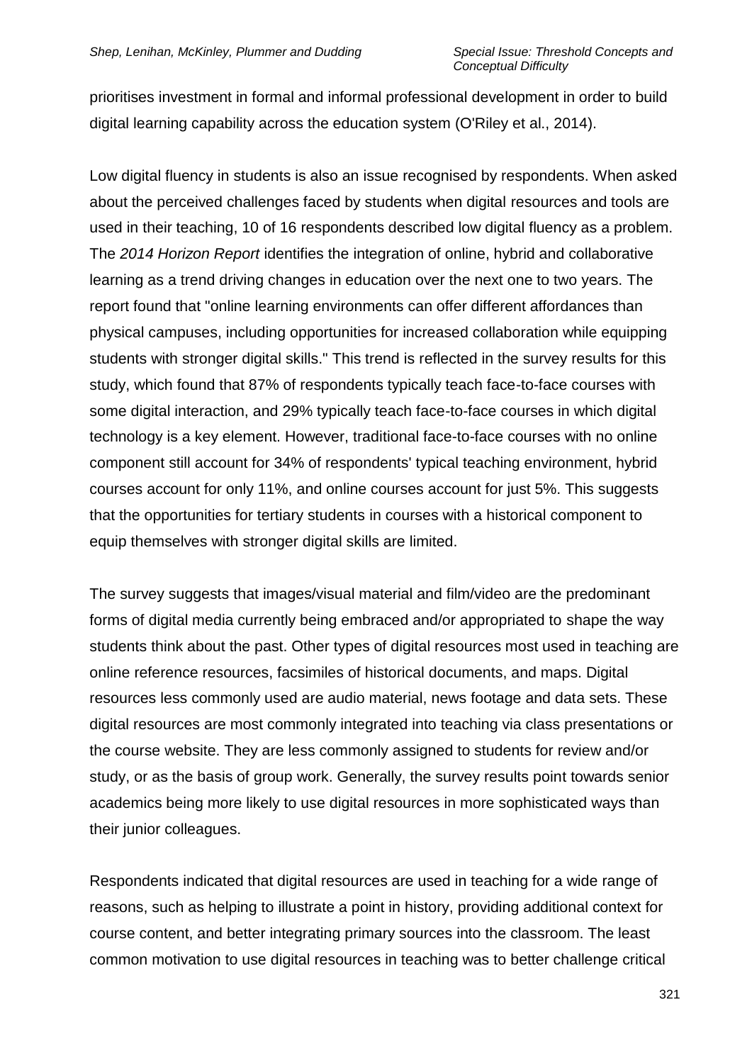prioritises investment in formal and informal professional development in order to build digital learning capability across the education system (O'Riley et al., 2014).

Low digital fluency in students is also an issue recognised by respondents. When asked about the perceived challenges faced by students when digital resources and tools are used in their teaching, 10 of 16 respondents described low digital fluency as a problem. The *2014 Horizon Report* identifies the integration of online, hybrid and collaborative learning as a trend driving changes in education over the next one to two years. The report found that "online learning environments can offer different affordances than physical campuses, including opportunities for increased collaboration while equipping students with stronger digital skills." This trend is reflected in the survey results for this study, which found that 87% of respondents typically teach face-to-face courses with some digital interaction, and 29% typically teach face-to-face courses in which digital technology is a key element. However, traditional face-to-face courses with no online component still account for 34% of respondents' typical teaching environment, hybrid courses account for only 11%, and online courses account for just 5%. This suggests that the opportunities for tertiary students in courses with a historical component to equip themselves with stronger digital skills are limited.

The survey suggests that images/visual material and film/video are the predominant forms of digital media currently being embraced and/or appropriated to shape the way students think about the past. Other types of digital resources most used in teaching are online reference resources, facsimiles of historical documents, and maps. Digital resources less commonly used are audio material, news footage and data sets. These digital resources are most commonly integrated into teaching via class presentations or the course website. They are less commonly assigned to students for review and/or study, or as the basis of group work. Generally, the survey results point towards senior academics being more likely to use digital resources in more sophisticated ways than their junior colleagues.

Respondents indicated that digital resources are used in teaching for a wide range of reasons, such as helping to illustrate a point in history, providing additional context for course content, and better integrating primary sources into the classroom. The least common motivation to use digital resources in teaching was to better challenge critical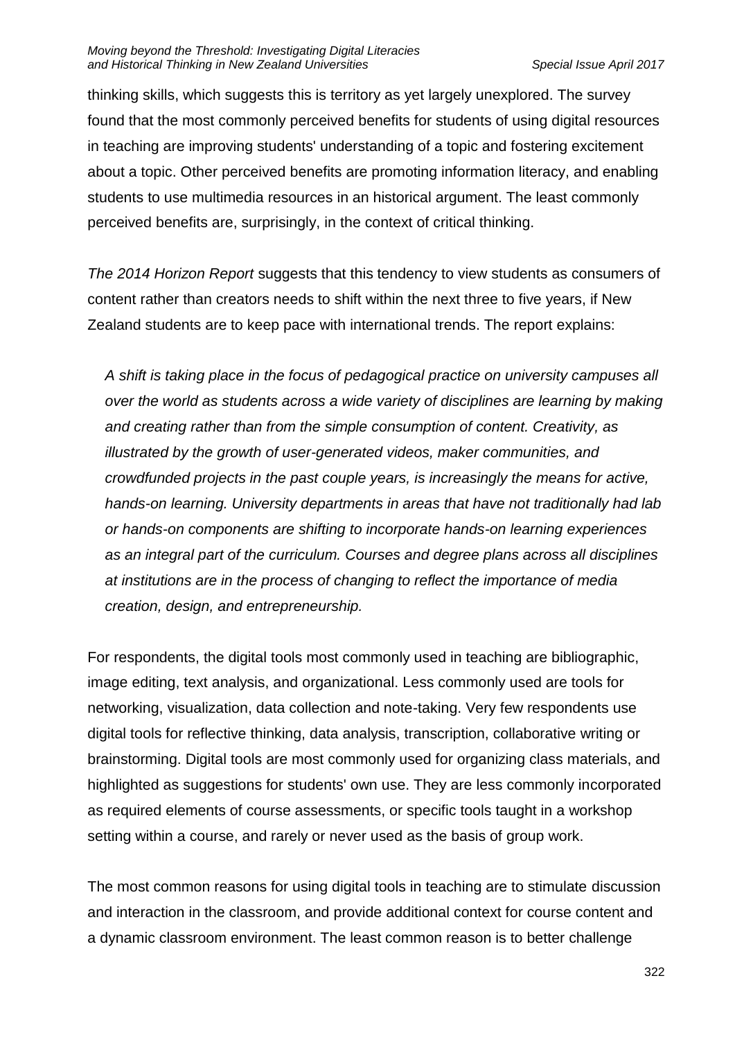thinking skills, which suggests this is territory as yet largely unexplored. The survey found that the most commonly perceived benefits for students of using digital resources in teaching are improving students' understanding of a topic and fostering excitement about a topic. Other perceived benefits are promoting information literacy, and enabling students to use multimedia resources in an historical argument. The least commonly perceived benefits are, surprisingly, in the context of critical thinking.

*The 2014 Horizon Report* suggests that this tendency to view students as consumers of content rather than creators needs to shift within the next three to five years, if New Zealand students are to keep pace with international trends. The report explains:

> *A shift is taking place in the focus of pedagogical practice on university campuses all over the world as students across a wide variety of disciplines are learning by making and creating rather than from the simple consumption of content. Creativity, as illustrated by the growth of user-generated videos, maker communities, and crowdfunded projects in the past couple years, is increasingly the means for active, hands-on learning. University departments in areas that have not traditionally had lab or hands-on components are shifting to incorporate hands-on learning experiences as an integral part of the curriculum. Courses and degree plans across all disciplines at institutions are in the process of changing to reflect the importance of media creation, design, and entrepreneurship.*

For respondents, the digital tools most commonly used in teaching are bibliographic, image editing, text analysis, and organizational. Less commonly used are tools for networking, visualization, data collection and note-taking. Very few respondents use digital tools for reflective thinking, data analysis, transcription, collaborative writing or brainstorming. Digital tools are most commonly used for organizing class materials, and highlighted as suggestions for students' own use. They are less commonly incorporated as required elements of course assessments, or specific tools taught in a workshop setting within a course, and rarely or never used as the basis of group work.

The most common reasons for using digital tools in teaching are to stimulate discussion and interaction in the classroom, and provide additional context for course content and a dynamic classroom environment. The least common reason is to better challenge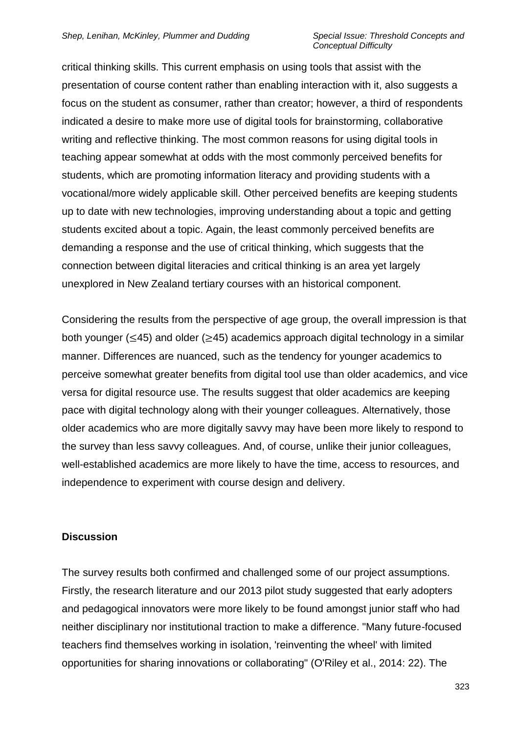critical thinking skills. This current emphasis on using tools that assist with the presentation of course content rather than enabling interaction with it, also suggests a focus on the student as consumer, rather than creator; however, a third of respondents indicated a desire to make more use of digital tools for brainstorming, collaborative writing and reflective thinking. The most common reasons for using digital tools in teaching appear somewhat at odds with the most commonly perceived benefits for students, which are promoting information literacy and providing students with a vocational/more widely applicable skill. Other perceived benefits are keeping students up to date with new technologies, improving understanding about a topic and getting students excited about a topic. Again, the least commonly perceived benefits are demanding a response and the use of critical thinking, which suggests that the connection between digital literacies and critical thinking is an area yet largely unexplored in New Zealand tertiary courses with an historical component.

Considering the results from the perspective of age group, the overall impression is that both younger (≤45) and older (≥45) academics approach digital technology in a similar manner. Differences are nuanced, such as the tendency for younger academics to perceive somewhat greater benefits from digital tool use than older academics, and vice versa for digital resource use. The results suggest that older academics are keeping pace with digital technology along with their younger colleagues. Alternatively, those older academics who are more digitally savvy may have been more likely to respond to the survey than less savvy colleagues. And, of course, unlike their junior colleagues, well-established academics are more likely to have the time, access to resources, and independence to experiment with course design and delivery.

**Discussion**

The survey results both confirmed and challenged some of our project assumptions. Firstly, the research literature and our 2013 pilot study suggested that early adopters and pedagogical innovators were more likely to be found amongst junior staff who had neither disciplinary nor institutional traction to make a difference. "Many future-focused teachers find themselves working in isolation, 'reinventing the wheel' with limited opportunities for sharing innovations or collaborating" (O'Riley et al., 2014: 22). The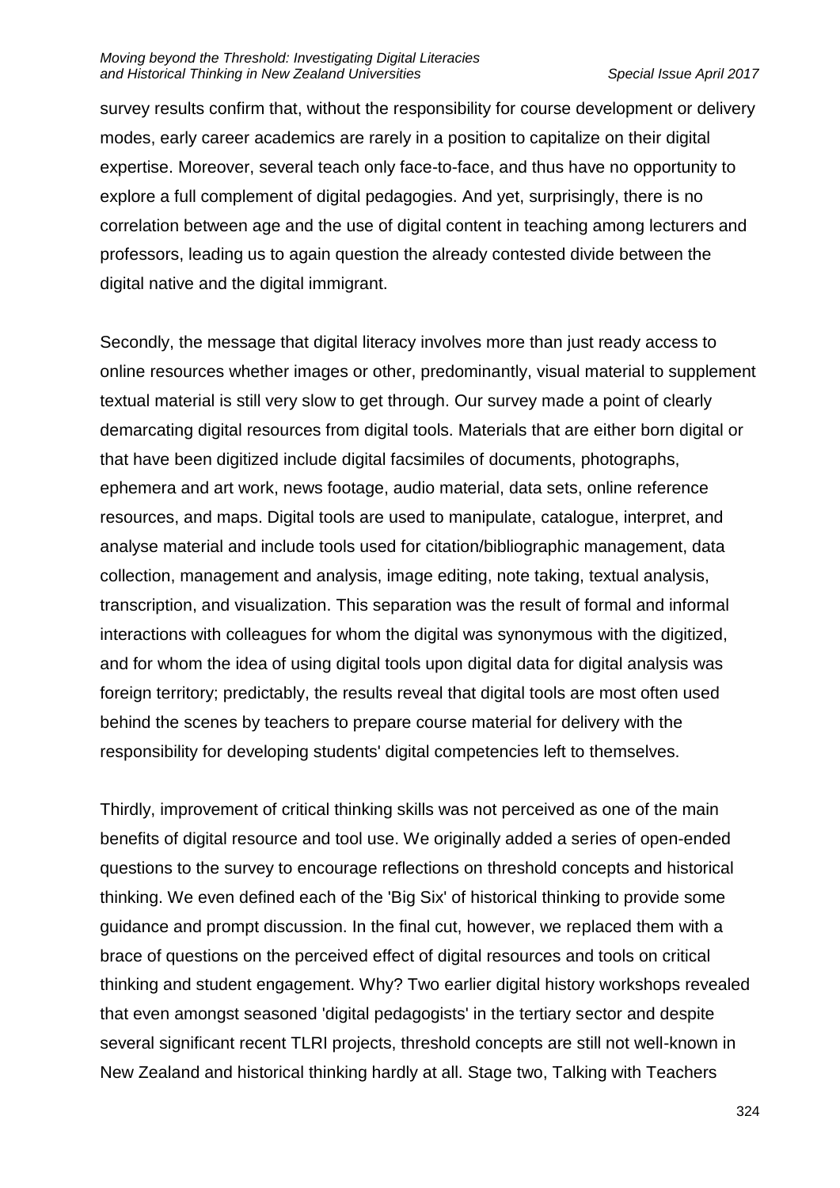survey results confirm that, without the responsibility for course development or delivery modes, early career academics are rarely in a position to capitalize on their digital expertise. Moreover, several teach only face-to-face, and thus have no opportunity to explore a full complement of digital pedagogies. And yet, surprisingly, there is no correlation between age and the use of digital content in teaching among lecturers and professors, leading us to again question the already contested divide between the digital native and the digital immigrant.

Secondly, the message that digital literacy involves more than just ready access to online resources whether images or other, predominantly, visual material to supplement textual material is still very slow to get through. Our survey made a point of clearly demarcating digital resources from digital tools. Materials that are either born digital or that have been digitized include digital facsimiles of documents, photographs, ephemera and art work, news footage, audio material, data sets, online reference resources, and maps. Digital tools are used to manipulate, catalogue, interpret, and analyse material and include tools used for citation/bibliographic management, data collection, management and analysis, image editing, note taking, textual analysis, transcription, and visualization. This separation was the result of formal and informal interactions with colleagues for whom the digital was synonymous with the digitized, and for whom the idea of using digital tools upon digital data for digital analysis was foreign territory; predictably, the results reveal that digital tools are most often used behind the scenes by teachers to prepare course material for delivery with the responsibility for developing students' digital competencies left to themselves.

Thirdly, improvement of critical thinking skills was not perceived as one of the main benefits of digital resource and tool use. We originally added a series of open-ended questions to the survey to encourage reflections on threshold concepts and historical thinking. We even defined each of the 'Big Six' of historical thinking to provide some guidance and prompt discussion. In the final cut, however, we replaced them with a brace of questions on the perceived effect of digital resources and tools on critical thinking and student engagement. Why? Two earlier digital history workshops revealed that even amongst seasoned 'digital pedagogists' in the tertiary sector and despite several significant recent TLRI projects, threshold concepts are still not well-known in New Zealand and historical thinking hardly at all. Stage two, Talking with Teachers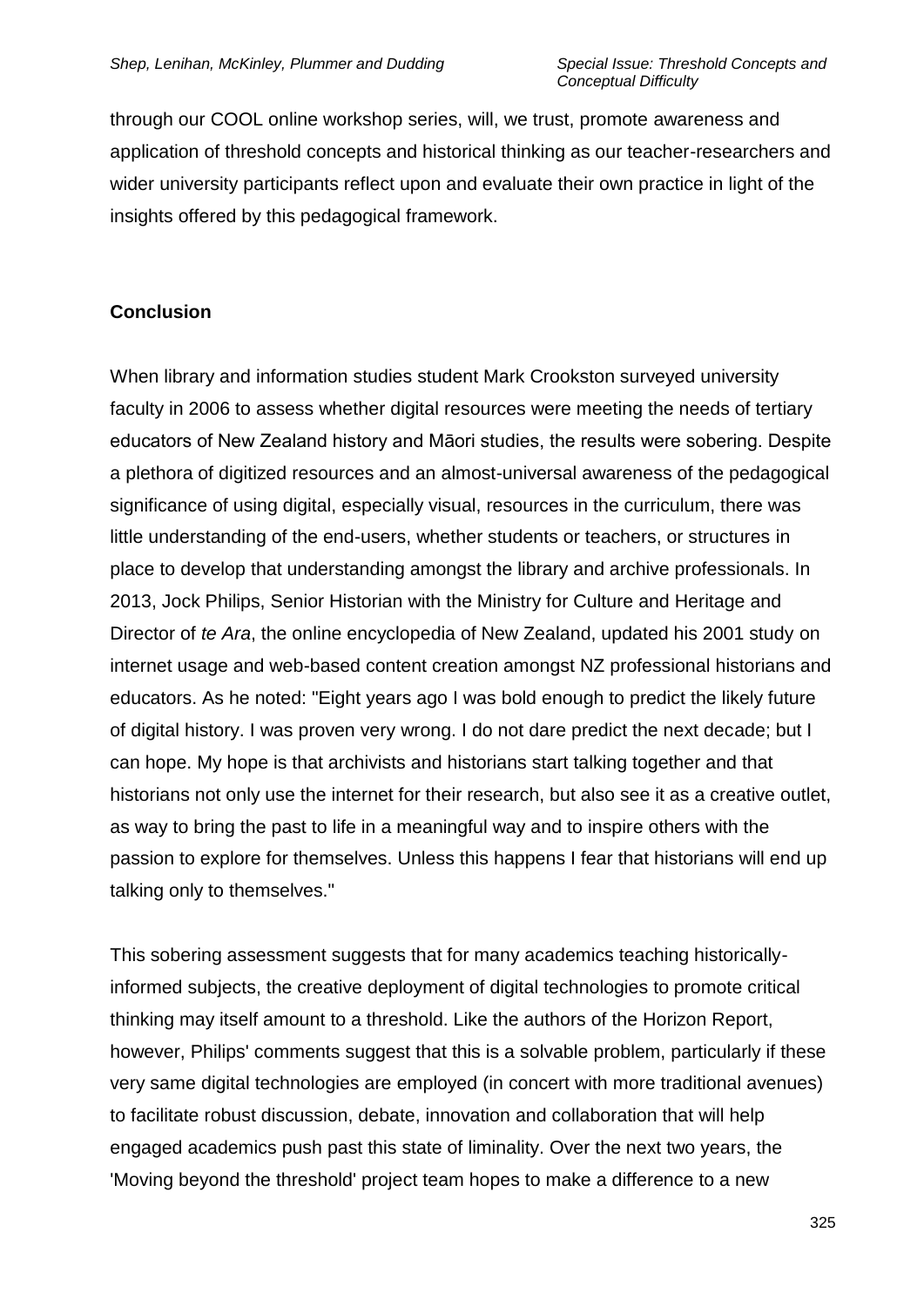through our COOL online workshop series, will, we trust, promote awareness and application of threshold concepts and historical thinking as our teacher-researchers and wider university participants reflect upon and evaluate their own practice in light of the insights offered by this pedagogical framework.

**Conclusion**

When library and information studies student Mark Crookston surveyed university faculty in 2006 to assess whether digital resources were meeting the needs of tertiary educators of New Zealand history and Māori studies, the results were sobering. Despite a plethora of digitized resources and an almost-universal awareness of the pedagogical significance of using digital, especially visual, resources in the curriculum, there was little understanding of the end-users, whether students or teachers, or structures in place to develop that understanding amongst the library and archive professionals. In 2013, Jock Philips, Senior Historian with the Ministry for Culture and Heritage and Director of *te Ara*, the online encyclopedia of New Zealand, updated his 2001 study on internet usage and web-based content creation amongst NZ professional historians and educators. As he noted: "Eight years ago I was bold enough to predict the likely future of digital history. I was proven very wrong. I do not dare predict the next decade; but I can hope. My hope is that archivists and historians start talking together and that historians not only use the internet for their research, but also see it as a creative outlet, as way to bring the past to life in a meaningful way and to inspire others with the passion to explore for themselves. Unless this happens I fear that historians will end up talking only to themselves."

This sobering assessment suggests that for many academics teaching historically-informed subjects, the creative deployment of digital technologies to promote critical thinking may itself amount to a threshold. Like the authors of the Horizon Report, however, Philips' comments suggest that this is a solvable problem, particularly if these very same digital technologies are employed (in concert with more traditional avenues) to facilitate robust discussion, debate, innovation and collaboration that will help engaged academics push past this state of liminality. Over the next two years, the 'Moving beyond the threshold' project team hopes to make a difference to a new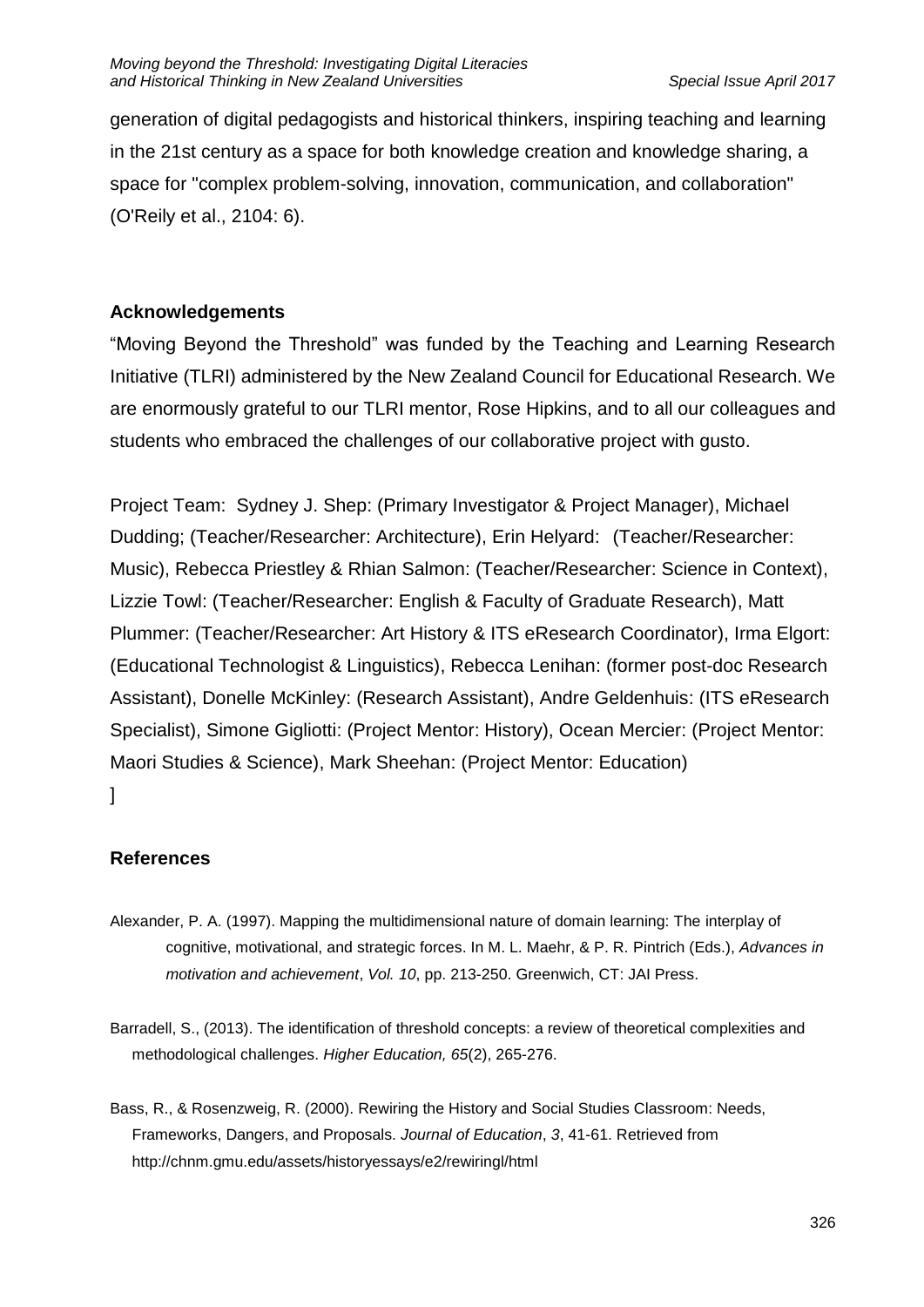generation of digital pedagogists and historical thinkers, inspiring teaching and learning in the 21st century as a space for both knowledge creation and knowledge sharing, a space for "complex problem-solving, innovation, communication, and collaboration" (O'Reily et al., 2104: 6).

## Acknowledgements

"Moving Beyond the Threshold" was funded by the Teaching and Learning Research Initiative (TLRI) administered by the New Zealand Council for Educational Research. We are enormously grateful to our TLRI mentor, Rose Hipkins, and to all our colleagues and students who embraced the challenges of our collaborative project with gusto.

Project Team: Sydney J. Shep: (Primary Investigator & Project Manager), Michael Dudding; (Teacher/Researcher: Architecture), Erin Helyard: (Teacher/Researcher: Music), Rebecca Priestley & Rhian Salmon: (Teacher/Researcher: Science in Context), Lizzie Towl: (Teacher/Researcher: English & Faculty of Graduate Research), Matt Plummer: (Teacher/Researcher: Art History & ITS eResearch Coordinator), Irma Elgort: (Educational Technologist & Linguistics), Rebecca Lenihan: (former post-doc Research Assistant), Donelle McKinley: (Research Assistant), Andre Geldenhuis: (ITS eResearch Specialist), Simone Gigliotti: (Project Mentor: History), Ocean Mercier: (Project Mentor: Maori Studies & Science), Mark Sheehan: (Project Mentor: Education)
]

## References

Alexander, P. A. (1997). Mapping the multidimensional nature of domain learning: The interplay of cognitive, motivational, and strategic forces. In M. L. Maehr, & P. R. Pintrich (Eds.), *Advances in motivation and achievement*, *Vol. 10*, pp. 213-250. Greenwich, CT: JAI Press.

Barradell, S., (2013). The identification of threshold concepts: a review of theoretical complexities and methodological challenges. *Higher Education, 65*(2), 265-276.

Bass, R., & Rosenzweig, R. (2000). Rewiring the History and Social Studies Classroom: Needs, Frameworks, Dangers, and Proposals. *Journal of Education*, *3*, 41-61. Retrieved from http://chnm.gmu.edu/assets/historyessays/e2/rewiringl/html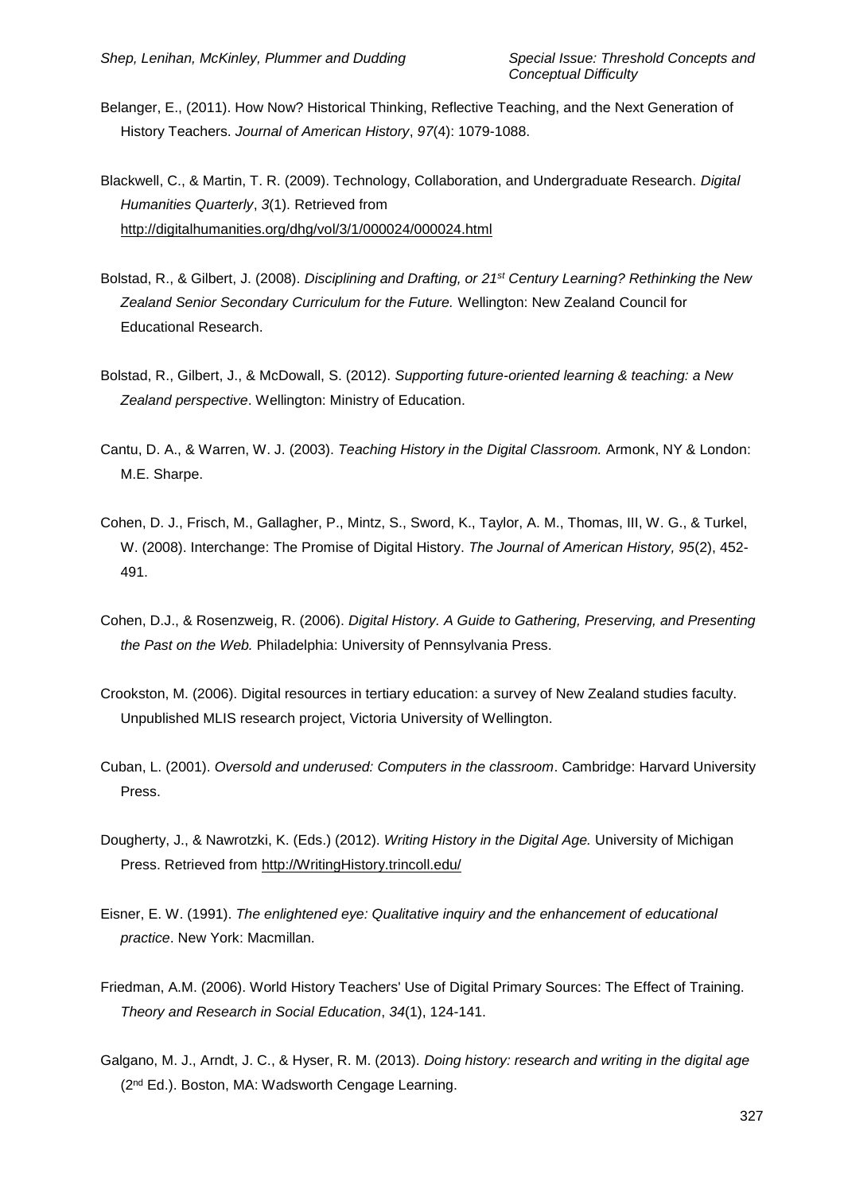Belanger, E., (2011). How Now? Historical Thinking, Reflective Teaching, and the Next Generation of History Teachers. *Journal of American History*, *97*(4): 1079-1088.

Blackwell, C., & Martin, T. R. (2009). Technology, Collaboration, and Undergraduate Research. *Digital Humanities Quarterly*, *3*(1). Retrieved from http://digitalhumanities.org/dhg/vol/3/1/000024/000024.html

Bolstad, R., & Gilbert, J. (2008). *Disciplining and Drafting, or 21st Century Learning? Rethinking the New Zealand Senior Secondary Curriculum for the Future.* Wellington: New Zealand Council for Educational Research.

Bolstad, R., Gilbert, J., & McDowall, S. (2012). *Supporting future-oriented learning & teaching: a New Zealand perspective*. Wellington: Ministry of Education.

Cantu, D. A., & Warren, W. J. (2003). *Teaching History in the Digital Classroom.* Armonk, NY & London: M.E. Sharpe.

Cohen, D. J., Frisch, M., Gallagher, P., Mintz, S., Sword, K., Taylor, A. M., Thomas, III, W. G., & Turkel, W. (2008). Interchange: The Promise of Digital History. *The Journal of American History, 95*(2), 452-491.

Cohen, D.J., & Rosenzweig, R. (2006). *Digital History. A Guide to Gathering, Preserving, and Presenting the Past on the Web.* Philadelphia: University of Pennsylvania Press.

Crookston, M. (2006). Digital resources in tertiary education: a survey of New Zealand studies faculty. Unpublished MLIS research project, Victoria University of Wellington.

Cuban, L. (2001). *Oversold and underused: Computers in the classroom*. Cambridge: Harvard University Press.

Dougherty, J., & Nawrotzki, K. (Eds.) (2012). *Writing History in the Digital Age.* University of Michigan Press. Retrieved from http://WritingHistory.trincoll.edu/

Eisner, E. W. (1991). *The enlightened eye: Qualitative inquiry and the enhancement of educational practice*. New York: Macmillan.

Friedman, A.M. (2006). World History Teachers' Use of Digital Primary Sources: The Effect of Training. *Theory and Research in Social Education*, *34*(1), 124-141.

Galgano, M. J., Arndt, J. C., & Hyser, R. M. (2013). *Doing history: research and writing in the digital age* (2nd Ed.). Boston, MA: Wadsworth Cengage Learning.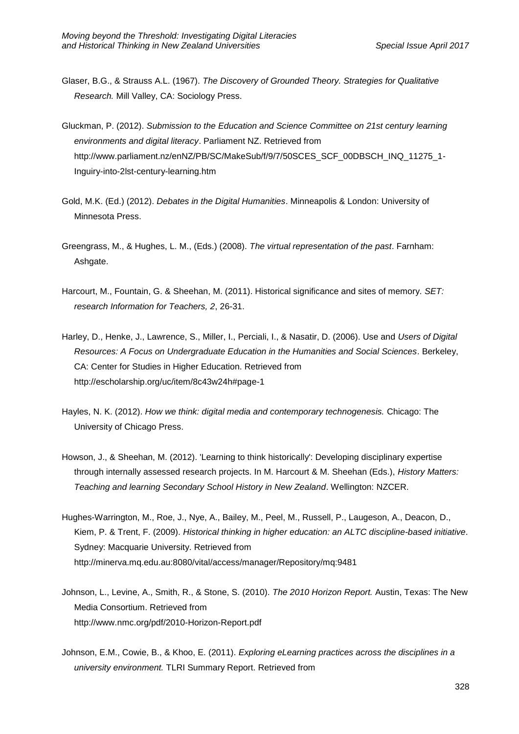Glaser, B.G., & Strauss A.L. (1967). *The Discovery of Grounded Theory. Strategies for Qualitative Research.* Mill Valley, CA: Sociology Press.

Gluckman, P. (2012). *Submission to the Education and Science Committee on 21st century learning environments and digital literacy*. Parliament NZ. Retrieved from http://www.parliament.nz/enNZ/PB/SC/MakeSub/f/9/7/50SCES_SCF_00DBSCH_INQ_11275_1-Inguiry-into-2lst-century-learning.htm

Gold, M.K. (Ed.) (2012). *Debates in the Digital Humanities*. Minneapolis & London: University of Minnesota Press.

Greengrass, M., & Hughes, L. M., (Eds.) (2008). *The virtual representation of the past*. Farnham: Ashgate.

Harcourt, M., Fountain, G. & Sheehan, M. (2011). Historical significance and sites of memory. *SET: research Information for Teachers, 2*, 26-31.

Harley, D., Henke, J., Lawrence, S., Miller, I., Perciali, I., & Nasatir, D. (2006). Use and *Users of Digital Resources: A Focus on Undergraduate Education in the Humanities and Social Sciences*. Berkeley, CA: Center for Studies in Higher Education. Retrieved from http://escholarship.org/uc/item/8c43w24h#page-1

Hayles, N. K. (2012). *How we think: digital media and contemporary technogenesis.* Chicago: The University of Chicago Press.

Howson, J., & Sheehan, M. (2012). 'Learning to think historically': Developing disciplinary expertise through internally assessed research projects. In M. Harcourt & M. Sheehan (Eds.), *History Matters: Teaching and learning Secondary School History in New Zealand*. Wellington: NZCER.

Hughes-Warrington, M., Roe, J., Nye, A., Bailey, M., Peel, M., Russell, P., Laugeson, A., Deacon, D., Kiem, P. & Trent, F. (2009). *Historical thinking in higher education: an ALTC discipline-based initiative*. Sydney: Macquarie University. Retrieved from http://minerva.mq.edu.au:8080/vital/access/manager/Repository/mq:9481

Johnson, L., Levine, A., Smith, R., & Stone, S. (2010). *The 2010 Horizon Report.* Austin, Texas: The New Media Consortium. Retrieved from http://www.nmc.org/pdf/2010-Horizon-Report.pdf

Johnson, E.M., Cowie, B., & Khoo, E. (2011). *Exploring eLearning practices across the disciplines in a university environment.* TLRI Summary Report. Retrieved from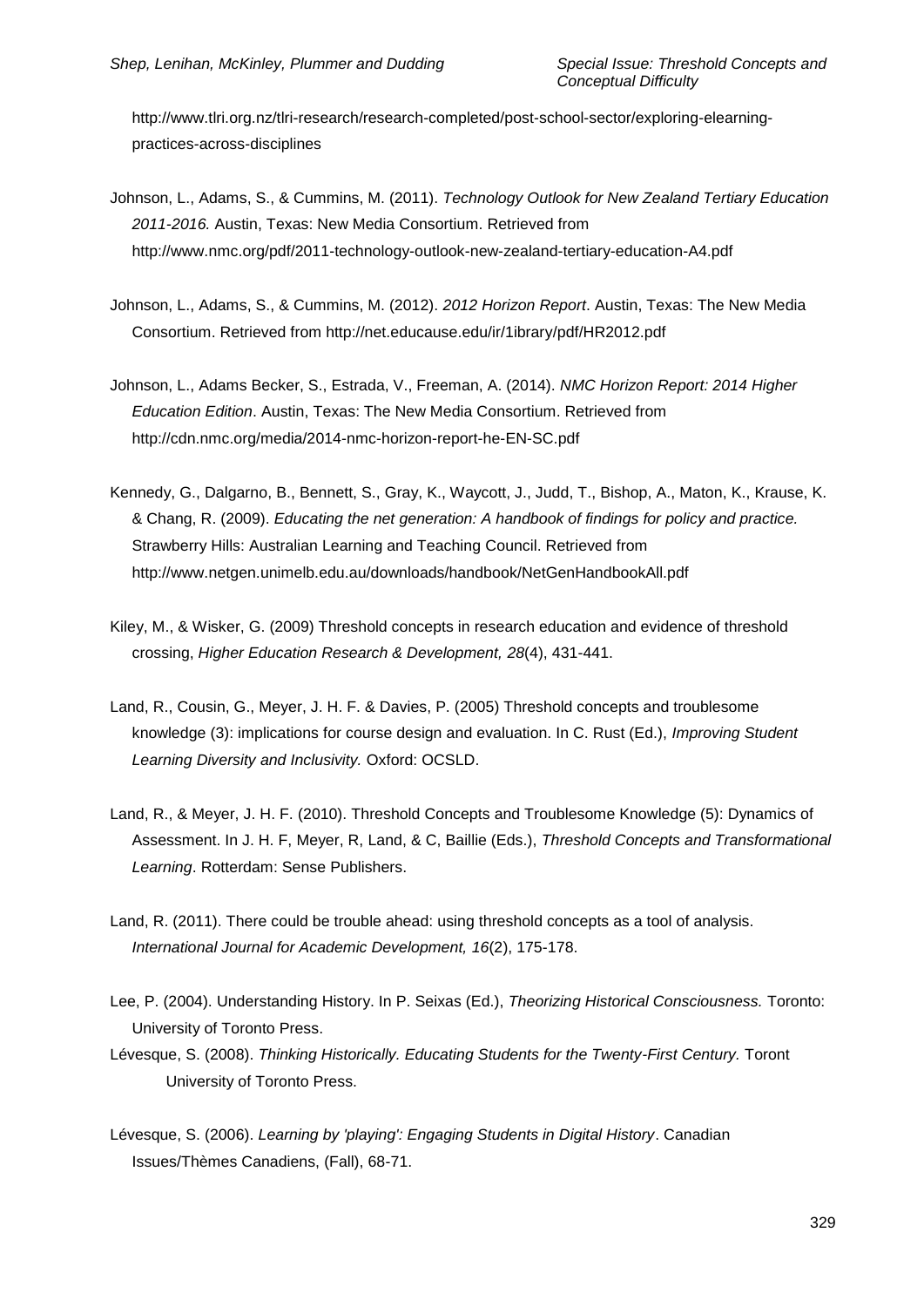http://www.tlri.org.nz/tlri-research/research-completed/post-school-sector/exploring-elearning-practices-across-disciplines

Johnson, L., Adams, S., & Cummins, M. (2011). *Technology Outlook for New Zealand Tertiary Education 2011-2016.* Austin, Texas: New Media Consortium. Retrieved from http://www.nmc.org/pdf/2011-technology-outlook-new-zealand-tertiary-education-A4.pdf

Johnson, L., Adams, S., & Cummins, M. (2012). *2012 Horizon Report*. Austin, Texas: The New Media Consortium. Retrieved from http://net.educause.edu/ir/1ibrary/pdf/HR2012.pdf

Johnson, L., Adams Becker, S., Estrada, V., Freeman, A. (2014). *NMC Horizon Report: 2014 Higher Education Edition*. Austin, Texas: The New Media Consortium. Retrieved from http://cdn.nmc.org/media/2014-nmc-horizon-report-he-EN-SC.pdf

Kennedy, G., Dalgarno, B., Bennett, S., Gray, K., Waycott, J., Judd, T., Bishop, A., Maton, K., Krause, K. & Chang, R. (2009). *Educating the net generation: A handbook of findings for policy and practice.* Strawberry Hills: Australian Learning and Teaching Council. Retrieved from http://www.netgen.unimelb.edu.au/downloads/handbook/NetGenHandbookAll.pdf

Kiley, M., & Wisker, G. (2009) Threshold concepts in research education and evidence of threshold crossing, *Higher Education Research & Development, 28*(4), 431-441.

Land, R., Cousin, G., Meyer, J. H. F. & Davies, P. (2005) Threshold concepts and troublesome knowledge (3): implications for course design and evaluation. In C. Rust (Ed.), *Improving Student Learning Diversity and Inclusivity.* Oxford: OCSLD.

Land, R., & Meyer, J. H. F. (2010). Threshold Concepts and Troublesome Knowledge (5): Dynamics of Assessment. In J. H. F, Meyer, R, Land, & C, Baillie (Eds.), *Threshold Concepts and Transformational Learning*. Rotterdam: Sense Publishers.

Land, R. (2011). There could be trouble ahead: using threshold concepts as a tool of analysis. *International Journal for Academic Development, 16*(2), 175-178.

Lee, P. (2004). Understanding History. In P. Seixas (Ed.), *Theorizing Historical Consciousness.* Toronto: University of Toronto Press.

Lévesque, S. (2008). *Thinking Historically. Educating Students for the Twenty-First Century.* Toront University of Toronto Press.

Lévesque, S. (2006). *Learning by 'playing': Engaging Students in Digital History*. Canadian Issues/Thèmes Canadiens, (Fall), 68-71.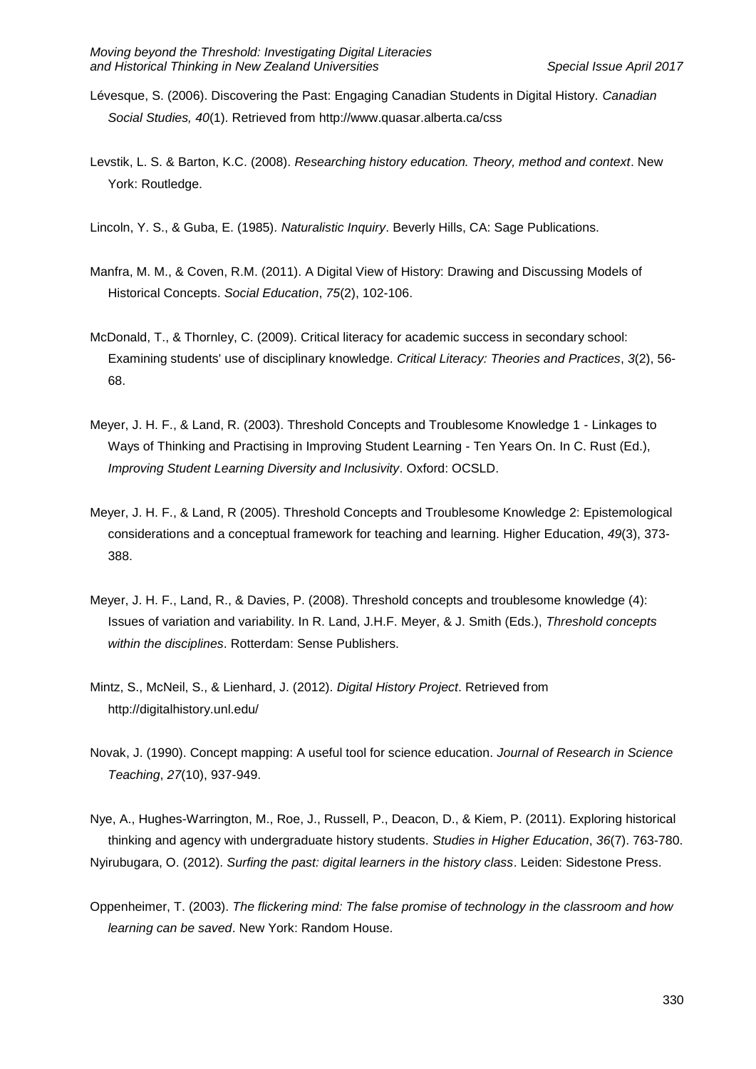Lévesque, S. (2006). Discovering the Past: Engaging Canadian Students in Digital History. *Canadian Social Studies, 40*(1). Retrieved from http://www.quasar.alberta.ca/css

Levstik, L. S. & Barton, K.C. (2008). *Researching history education. Theory, method and context*. New York: Routledge.

Lincoln, Y. S., & Guba, E. (1985). *Naturalistic Inquiry*. Beverly Hills, CA: Sage Publications.

Manfra, M. M., & Coven, R.M. (2011). A Digital View of History: Drawing and Discussing Models of Historical Concepts. *Social Education*, *75*(2), 102-106.

McDonald, T., & Thornley, C. (2009). Critical literacy for academic success in secondary school: Examining students' use of disciplinary knowledge. *Critical Literacy: Theories and Practices*, *3*(2), 56-68.

Meyer, J. H. F., & Land, R. (2003). Threshold Concepts and Troublesome Knowledge 1 - Linkages to Ways of Thinking and Practising in Improving Student Learning - Ten Years On. In C. Rust (Ed.), *Improving Student Learning Diversity and Inclusivity*. Oxford: OCSLD.

Meyer, J. H. F., & Land, R (2005). Threshold Concepts and Troublesome Knowledge 2: Epistemological considerations and a conceptual framework for teaching and learning. Higher Education, *49*(3), 373-388.

Meyer, J. H. F., Land, R., & Davies, P. (2008). Threshold concepts and troublesome knowledge (4): Issues of variation and variability. In R. Land, J.H.F. Meyer, & J. Smith (Eds.), *Threshold concepts within the disciplines*. Rotterdam: Sense Publishers.

Mintz, S., McNeil, S., & Lienhard, J. (2012). *Digital History Project*. Retrieved from http://digitalhistory.unl.edu/

Novak, J. (1990). Concept mapping: A useful tool for science education. *Journal of Research in Science Teaching*, *27*(10), 937-949.

Nye, A., Hughes-Warrington, M., Roe, J., Russell, P., Deacon, D., & Kiem, P. (2011). Exploring historical thinking and agency with undergraduate history students. *Studies in Higher Education*, *36*(7). 763-780.

Nyirubugara, O. (2012). *Surfing the past: digital learners in the history class*. Leiden: Sidestone Press.

Oppenheimer, T. (2003). *The flickering mind: The false promise of technology in the classroom and how learning can be saved*. New York: Random House.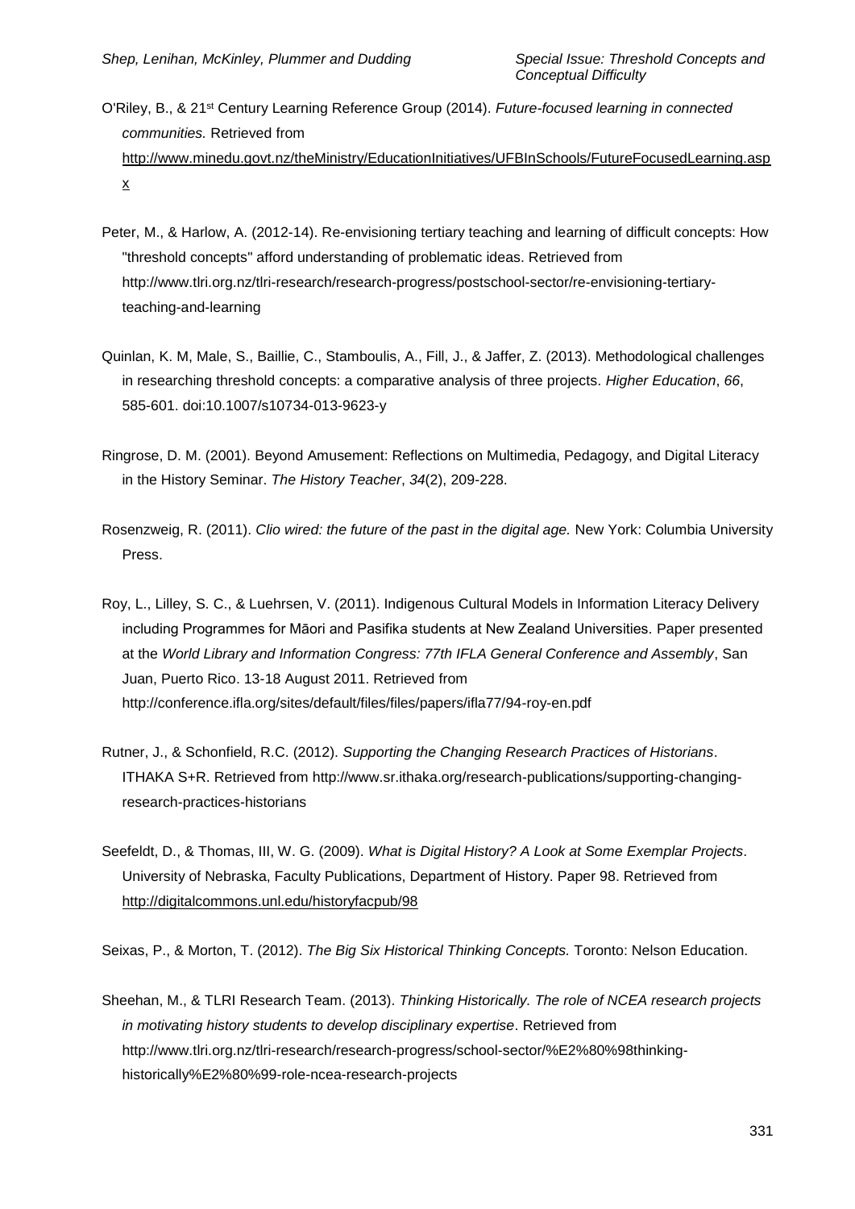O'Riley, B., & 21st Century Learning Reference Group (2014). *Future-focused learning in connected communities.* Retrieved from http://www.minedu.govt.nz/theMinistry/EducationInitiatives/UFBInSchools/FutureFocusedLearning.aspx

Peter, M., & Harlow, A. (2012-14). Re-envisioning tertiary teaching and learning of difficult concepts: How "threshold concepts" afford understanding of problematic ideas. Retrieved from http://www.tlri.org.nz/tlri-research/research-progress/postschool-sector/re-envisioning-tertiary-teaching-and-learning

Quinlan, K. M, Male, S., Baillie, C., Stamboulis, A., Fill, J., & Jaffer, Z. (2013). Methodological challenges in researching threshold concepts: a comparative analysis of three projects. *Higher Education*, *66*, 585-601. doi:10.1007/s10734-013-9623-y

Ringrose, D. M. (2001). Beyond Amusement: Reflections on Multimedia, Pedagogy, and Digital Literacy in the History Seminar. *The History Teacher*, *34*(2), 209-228.

Rosenzweig, R. (2011). *Clio wired: the future of the past in the digital age.* New York: Columbia University Press.

Roy, L., Lilley, S. C., & Luehrsen, V. (2011). Indigenous Cultural Models in Information Literacy Delivery including Programmes for Māori and Pasifika students at New Zealand Universities. Paper presented at the *World Library and Information Congress: 77th IFLA General Conference and Assembly*, San Juan, Puerto Rico. 13-18 August 2011. Retrieved from http://conference.ifla.org/sites/default/files/files/papers/ifla77/94-roy-en.pdf

Rutner, J., & Schonfield, R.C. (2012). *Supporting the Changing Research Practices of Historians*. ITHAKA S+R. Retrieved from http://www.sr.ithaka.org/research-publications/supporting-changing-research-practices-historians

Seefeldt, D., & Thomas, III, W. G. (2009). *What is Digital History? A Look at Some Exemplar Projects*. University of Nebraska, Faculty Publications, Department of History. Paper 98. Retrieved from http://digitalcommons.unl.edu/historyfacpub/98

Seixas, P., & Morton, T. (2012). *The Big Six Historical Thinking Concepts.* Toronto: Nelson Education.

Sheehan, M., & TLRI Research Team. (2013). *Thinking Historically. The role of NCEA research projects in motivating history students to develop disciplinary expertise*. Retrieved from http://www.tlri.org.nz/tlri-research/research-progress/school-sector/%E2%80%98thinking-historically%E2%80%99-role-ncea-research-projects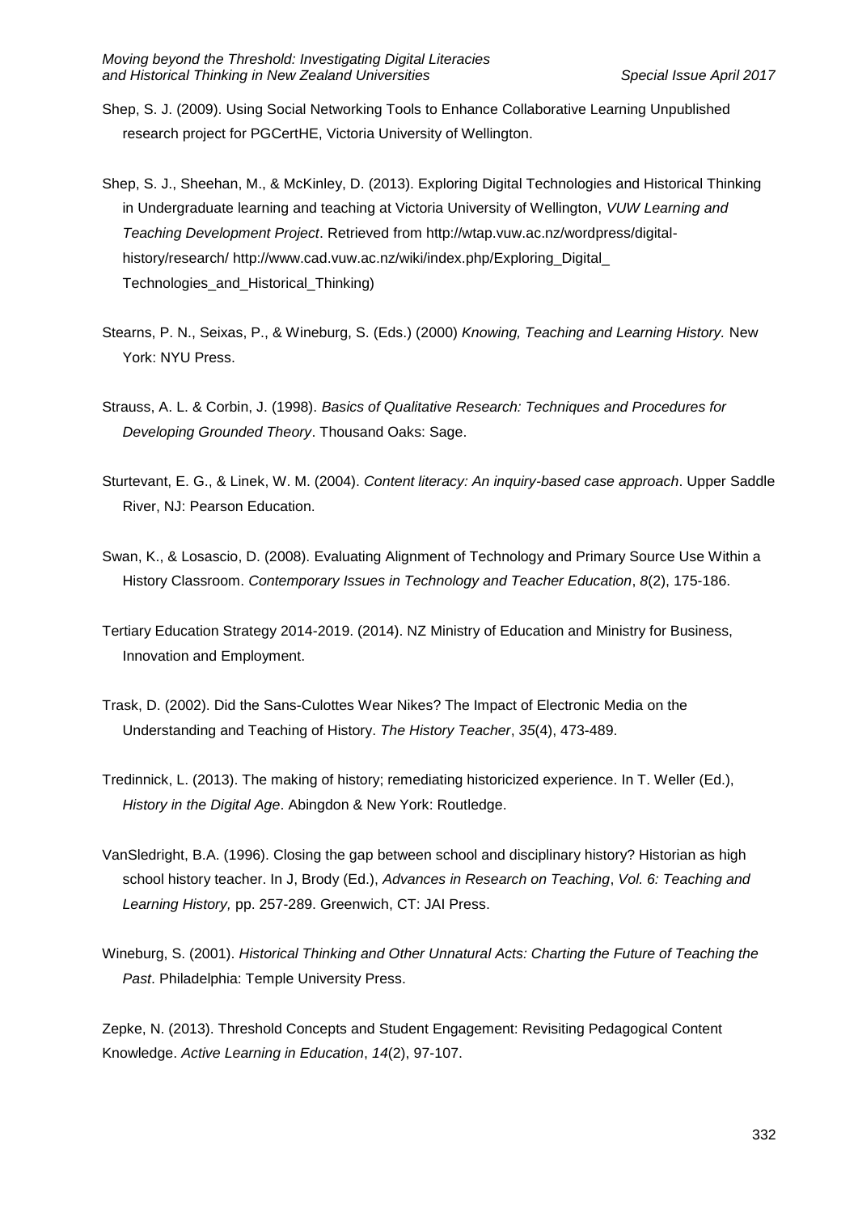Shep, S. J. (2009). Using Social Networking Tools to Enhance Collaborative Learning Unpublished research project for PGCertHE, Victoria University of Wellington.

Shep, S. J., Sheehan, M., & McKinley, D. (2013). Exploring Digital Technologies and Historical Thinking in Undergraduate learning and teaching at Victoria University of Wellington, *VUW Learning and Teaching Development Project*. Retrieved from http://wtap.vuw.ac.nz/wordpress/digital-history/research/ http://www.cad.vuw.ac.nz/wiki/index.php/Exploring_Digital_ Technologies_and_Historical_Thinking)

Stearns, P. N., Seixas, P., & Wineburg, S. (Eds.) (2000) *Knowing, Teaching and Learning History.* New York: NYU Press.

Strauss, A. L. & Corbin, J. (1998). *Basics of Qualitative Research: Techniques and Procedures for Developing Grounded Theory*. Thousand Oaks: Sage.

Sturtevant, E. G., & Linek, W. M. (2004). *Content literacy: An inquiry-based case approach*. Upper Saddle River, NJ: Pearson Education.

Swan, K., & Losascio, D. (2008). Evaluating Alignment of Technology and Primary Source Use Within a History Classroom. *Contemporary Issues in Technology and Teacher Education*, *8*(2), 175-186.

Tertiary Education Strategy 2014-2019. (2014). NZ Ministry of Education and Ministry for Business, Innovation and Employment.

Trask, D. (2002). Did the Sans-Culottes Wear Nikes? The Impact of Electronic Media on the Understanding and Teaching of History. *The History Teacher*, *35*(4), 473-489.

Tredinnick, L. (2013). The making of history; remediating historicized experience. In T. Weller (Ed.), *History in the Digital Age*. Abingdon & New York: Routledge.

VanSledright, B.A. (1996). Closing the gap between school and disciplinary history? Historian as high school history teacher. In J, Brody (Ed.), *Advances in Research on Teaching*, *Vol. 6: Teaching and Learning History,* pp. 257-289. Greenwich, CT: JAI Press.

Wineburg, S. (2001). *Historical Thinking and Other Unnatural Acts: Charting the Future of Teaching the Past*. Philadelphia: Temple University Press.

Zepke, N. (2013). Threshold Concepts and Student Engagement: Revisiting Pedagogical Content Knowledge. *Active Learning in Education*, *14*(2), 97-107.